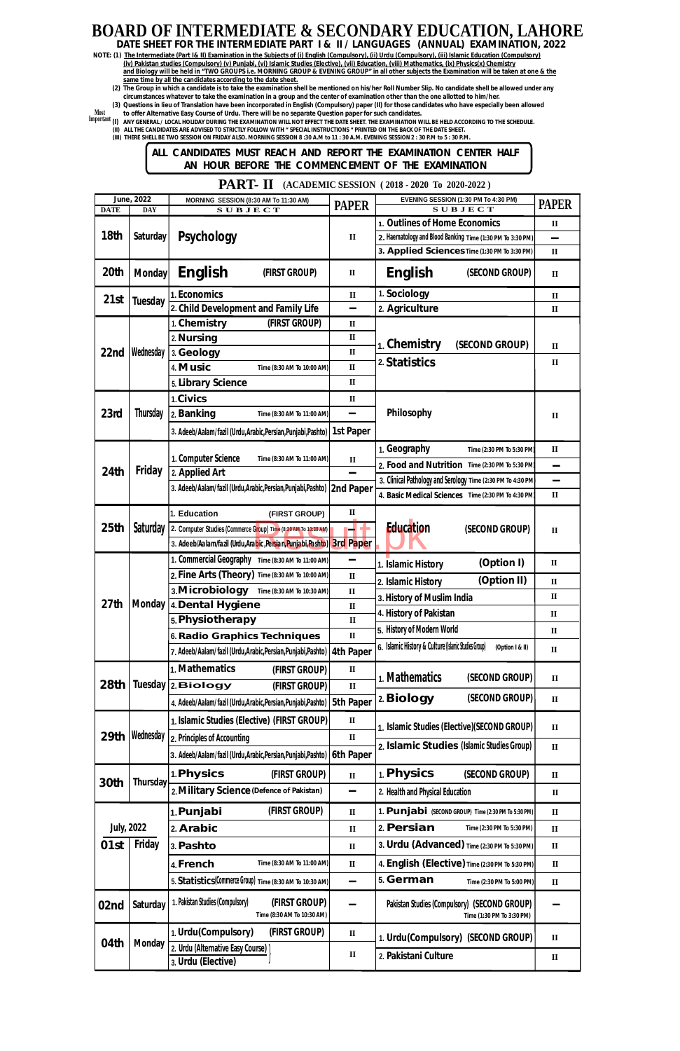# BOARD OF INTERMEDIATE & SECONDARY EDUCATION, LAHORE

## DATE SHEET FOR THE INTERMEDIATE PART I & II / LANGUAGES (ANNUAL) EXAMINATION, 2022

NOTE: (1) The Intermediate (Part I& II) Examination in the Subjects of (i) English (Compulsory), (ii) Urdu (Compulsory), (iii) Islamic Education (Compulsory) (iv) Pakistan studies (Compulsory) (v) Punjabi, (vi) Islamic Studies (Elective), (vii) Education, (viii) Mathematics, (ix) Physics(x) Chemistry and Biology will be held in "TWO GROUPS i.e. MORNING GROUP & EVENING GROUP" in all other subjects the Examination will be taken at one & the same time by all the candidates according to the date sheet.

(2) The Group in which a candidate is to take the examination shell be mentioned on his/her Roll Number Slip. No candidate shell be allowed under any circumstances whatever to take the examination in a group and the center of examination other than the one allotted to him/her.

(3) Questions in lieu of Translation have been incorporated in English (Compulsory) paper (II) for those candidates who have especially been allowed to offer Alternative Easy Course of Urdu. There will be no separate Question paper for such candidates.

Most Important
(I) ANY GENERAL / LOCAL HOLIDAY DURING THE EXAMINATION WILL NOT EFFECT THE DATE SHEET. THE EXAMINATION WILL BE HELD ACCORDING TO THE SCHEDULE.
(II) ALL THE CANDIDATES ARE ADVISED TO STRICTLY FOLLOW WITH " SPECIAL INSTRUCTIONS " PRINTED ON THE BACK OF THE DATE SHEET.
(III) THERE SHELL BE TWO SESSION ON FRIDAY ALSO. MORNING SESSION 8 :30 A.M to 11 : 30 A.M. EVENING SESSION 2 : 30 P.M to 5 : 30 P.M.

**ALL CANDIDATES MUST REACH AND REPORT THE EXAMINATION CENTER HALF AN HOUR BEFORE THE COMMENCEMENT OF THE EXAMINATION**

## PART- II (ACADEMIC SESSION ( 2018 - 2020 To 2020-2022 )

| DATE (June, 2022) | DAY | MORNING SESSION (8:30 AM To 11:30 AM) SUBJECT | PAPER | EVENING SESSION (1:30 PM To 4:30 PM) SUBJECT | PAPER |
|---|---|---|---|---|---|
| 18th | Saturday | Psychology | II | 1. Outlines of Home Economics | II |
| | | | | 2. Haematology and Blood Banking Time (1:30 PM To 3:30 PM) | — |
| | | | | 3. Applied Sciences Time (1:30 PM To 3:30 PM) | II |
| 20th | Monday | English (FIRST GROUP) | II | English (SECOND GROUP) | II |
| 21st | Tuesday | 1. Economics | II | 1. Sociology | II |
| | | 2. Child Development and Family Life | — | 2. Agriculture | II |
| 22nd | Wednesday | 1. Chemistry (FIRST GROUP) | II | 1. Chemistry (SECOND GROUP) | II |
| | | 2. Nursing | II | 2. Statistics | II |
| | | 3. Geology | II | | |
| | | 4. Music Time (8:30 AM To 10:00 AM) | II | | |
| | | 5. Library Science | II | | |
| 23rd | Thursday | 1. Civics | II | Philosophy | II |
| | | 2. Banking Time (8:30 AM To 11:00 AM) | — | | |
| | | 3. Adeeb/Aalam/fazil (Urdu,Arabic,Persian,Punjabi,Pashto) | 1st Paper | | |
| 24th | Friday | 1. Computer Science Time (8:30 AM To 11:00 AM) | II | 1. Geography Time (2:30 PM To 5:30 PM) | II |
| | | 2. Applied Art | — | 2. Food and Nutrition Time (2:30 PM To 5:30 PM) | — |
| | | 3. Adeeb/Aalam/fazil (Urdu,Arabic,Persian,Punjabi,Pashto) | 2nd Paper | 3. Clinical Pathology and Serology Time (2:30 PM To 4:30 PM) | — |
| | | | | 4. Basic Medical Sciences Time (2:30 PM To 4:30 PM) | II |
| 25th | Saturday | 1. Education (FIRST GROUP) | II | Education (SECOND GROUP) | II |
| | | 2. Computer Studies (Commerce Group) Time (8:30 AM To 10:30 AM) | — | | |
| | | 3. Adeeb/Aalam/fazil (Urdu,Arabic,Persian,Punjabi,Pashto) | 3rd Paper | | |
| 27th | Monday | 1. Commercial Geography Time (8:30 AM To 11:00 AM) | — | 1. Islamic History (Option I) | II |
| | | 2. Fine Arts (Theory) Time (8:30 AM To 10:00 AM) | II | 2. Islamic History (Option II) | II |
| | | 3. Microbiology Time (8:30 AM To 10:30 AM) | II | 3. History of Muslim India | II |
| | | 4. Dental Hygiene | II | 4. History of Pakistan | II |
| | | 5. Physiotherapy | II | 5. History of Modern World | II |
| | | 6. Radio Graphics Techniques | II | 6. Islamic History & Culture (Islamic Studies Group) (Option I & II) | II |
| | | 7. Adeeb/Aalam/fazil (Urdu,Arabic,Persian,Punjabi,Pashto) | 4th Paper | | |
| 28th | Tuesday | 1. Mathematics (FIRST GROUP) | II | 1. Mathematics (SECOND GROUP) | II |
| | | 2. Biology (FIRST GROUP) | II | 2. Biology (SECOND GROUP) | II |
| | | 4. Adeeb/Aalam/fazil (Urdu,Arabic,Persian,Punjabi,Pashto) | 5th Paper | | |
| 29th | Wednesday | 1. Islamic Studies (Elective) (FIRST GROUP) | II | 1. Islamic Studies (Elective)(SECOND GROUP) | II |
| | | 2. Principles of Accounting | II | 2. Islamic Studies (Islamic Studies Group) | II |
| | | 3. Adeeb/Aalam/fazil (Urdu,Arabic,Persian,Punjabi,Pashto) | 6th Paper | | |
| 30th | Thursday | 1. Physics (FIRST GROUP) | II | 1. Physics (SECOND GROUP) | II |
| | | 2. Military Science (Defence of Pakistan) | — | 2. Health and Physical Education | II |
| July, 2022 01st | Friday | 1. Punjabi (FIRST GROUP) | II | 1. Punjabi (SECOND GROUP) Time (2:30 PM To 5:30 PM) | II |
| | | 2. Arabic | II | 2. Persian Time (2:30 PM To 5:30 PM) | II |
| | | 3. Pashto | II | 3. Urdu (Advanced) Time (2:30 PM To 5:30 PM) | II |
| | | 4. French Time (8:30 AM To 11:00 AM) | II | 4. English (Elective) Time (2:30 PM To 5:30 PM) | II |
| | | 5. Statistics (Commerce Group) Time (8:30 AM To 10:30 AM) | — | 5. German Time (2:30 PM To 5:00 PM) | II |
| 02nd | Saturday | 1. Pakistan Studies (Compulsory) (FIRST GROUP) Time (8:30 AM To 10:30 AM) | — | Pakistan Studies (Compulsory) (SECOND GROUP) Time (1:30 PM To 3:30 PM) | — |
| 04th | Monday | 1. Urdu(Compulsory) (FIRST GROUP) | II | 1. Urdu(Compulsory) (SECOND GROUP) | II |
| | | 2. Urdu (Alternative Easy Course) | II | 2. Pakistani Culture | II |
| | | 3. Urdu (Elective) | | | |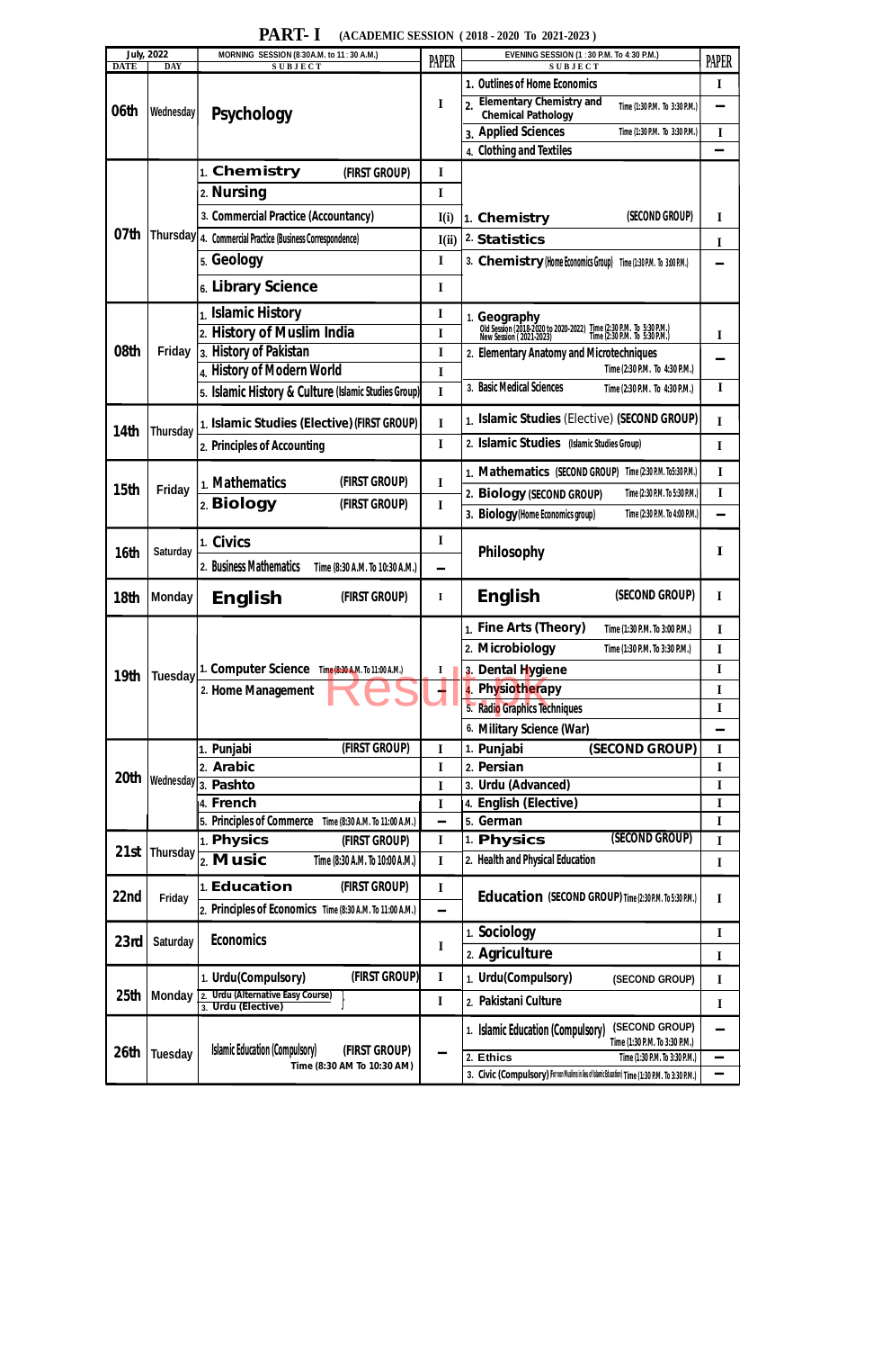# PART- I (ACADEMIC SESSION ( 2018 - 2020 To 2021-2023 )

| July, 2022 DATE | DAY | MORNING SESSION (8:30A.M. to 11 : 30 A.M.) SUBJECT | PAPER | EVENING SESSION (1 : 30 P.M. To 4:30 P.M.) SUBJECT | PAPER |
|---|---|---|---|---|---|
| 06th | Wednesday | Psychology | I | 1. Outlines of Home Economics | I |
| | | | | 2. Elementary Chemistry and Chemical Pathology Time (1:30 P.M. To 3:30 P.M.) | — |
| | | | | 3. Applied Sciences Time (1:30 P.M. To 3:30 P.M.) | I |
| | | | | 4. Clothing and Textiles | — |
| 07th | Thursday | 1. Chemistry (FIRST GROUP) | I | 1. Chemistry (SECOND GROUP) | I |
| | | 2. Nursing | I | 2. Statistics | I |
| | | 3. Commercial Practice (Accountancy) | I(i) | 3. Chemistry (Home Economics Group) Time (1:30 P.M. To 3:00 P.M.) | — |
| | | 4. Commercial Practice (Business Correspondence) | I(ii) | | |
| | | 5. Geology | I | | |
| | | 6. Library Science | I | | |
| 08th | Friday | 1. Islamic History | I | 1. Geography Old Session (2018-2020 to 2020-2022) Time (2:30 P.M. To 5:30 P.M.) New Session ( 2021-2023) Time (2:30 P.M. To 5:30 P.M.) | I |
| | | 2. History of Muslim India | I | 2. Elementary Anatomy and Microtechniques Time (2:30 P.M. To 4:30 P.M.) | — |
| | | 3. History of Pakistan | I | 3. Basic Medical Sciences Time (2:30 P.M. To 4:30 P.M.) | I |
| | | 4. History of Modern World | I | | |
| | | 5. Islamic History & Culture (Islamic Studies Group) | I | | |
| 14th | Thursday | 1. Islamic Studies (Elective) (FIRST GROUP) | I | 1. Islamic Studies (Elective) (SECOND GROUP) | I |
| | | 2. Principles of Accounting | I | 2. Islamic Studies (Islamic Studies Group) | I |
| 15th | Friday | 1. Mathematics (FIRST GROUP) | I | 1. Mathematics (SECOND GROUP) Time (2:30 P.M. To 5:30 P.M.) | I |
| | | 2. Biology (FIRST GROUP) | I | 2. Biology (SECOND GROUP) Time (2:30 P.M. To 5:30 P.M.) | I |
| | | | | 3. Biology (Home Economics group) Time (2:30 P.M. To 4:00 P.M.) | — |
| 16th | Saturday | 1. Civics | I | Philosophy | I |
| | | 2. Business Mathematics Time (8:30 A.M. To 10:30 A.M.) | — | | |
| 18th | Monday | English (FIRST GROUP) | I | English (SECOND GROUP) | I |
| 19th | Tuesday | 1. Computer Science Time (8:30 A.M. To 11:00 A.M.) | I | 1. Fine Arts (Theory) Time (1:30 P.M. To 3:00 P.M.) | I |
| | | 2. Home Management | — | 2. Microbiology Time (1:30 P.M. To 3:30 P.M.) | I |
| | | | | 3. Dental Hygiene | I |
| | | | | 4. Physiotherapy | I |
| | | | | 5. Radio Graphics Techniques | I |
| | | | | 6. Military Science (War) | — |
| 20th | Wednesday | 1. Punjabi (FIRST GROUP) | I | 1. Punjabi (SECOND GROUP) | I |
| | | 2. Arabic | I | 2. Persian | I |
| | | 3. Pashto | I | 3. Urdu (Advanced) | I |
| | | 4. French | I | 4. English (Elective) | I |
| | | 5. Principles of Commerce Time (8:30 A.M. To 11:00 A.M.) | — | 5. German | I |
| 21st | Thursday | 1. Physics (FIRST GROUP) | I | 1. Physics (SECOND GROUP) | I |
| | | 2. Music Time (8:30 A.M. To 10:00 A.M.) | I | 2. Health and Physical Education | I |
| 22nd | Friday | 1. Education (FIRST GROUP) | I | Education (SECOND GROUP) Time (2:30 P.M. To 5:30 P.M.) | I |
| | | 2. Principles of Economics Time (8:30 A.M. To 11:00 A.M.) | — | | |
| 23rd | Saturday | Economics | I | 1. Sociology | I |
| | | | | 2. Agriculture | I |
| 25th | Monday | 1. Urdu(Compulsory) (FIRST GROUP) | I | 1. Urdu(Compulsory) (SECOND GROUP) | I |
| | | 2. Urdu (Alternative Easy Course) 3. Urdu (Elective) | I | 2. Pakistani Culture | I |
| 26th | Tuesday | Islamic Education (Compulsory) (FIRST GROUP) Time (8:30 AM To 10:30 AM) | — | 1. Islamic Education (Compulsory) (SECOND GROUP) Time (1:30 P.M. To 3:30 P.M.) | — |
| | | | | 2. Ethics Time (1:30 P.M. To 3:30 P.M.) | — |
| | | | | 3. Civic (Compulsory) (For non Muslims in lieu of Islamic Education) Time (1:30 P.M. To 3:30 P.M.) | — |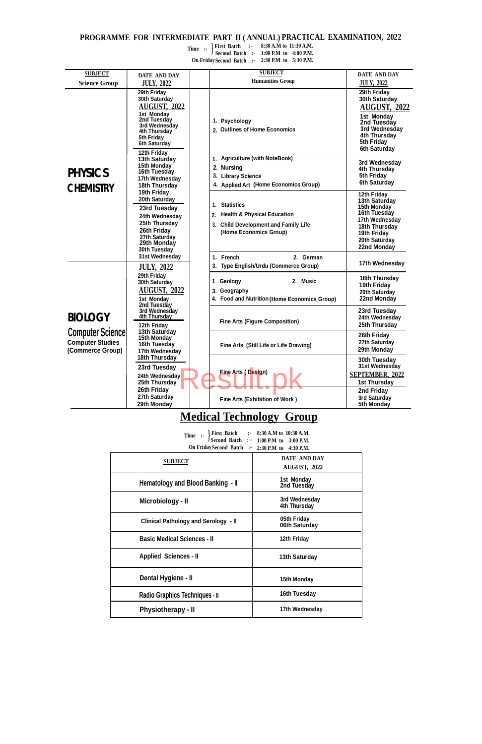# PROGRAMME FOR INTERMEDIATE PART II ( ANNUAL) PRACTICAL EXAMINATION, 2022

Time :- First Batch :- 8:30 A.M to 11:30 A.M.
Second Batch :- 1:00 P.M to 4:00 P.M.
On Friday Second Batch :- 2:30 P.M to 5:30 P.M.

| SUBJECT Science Group | DATE AND DAY JULY, 2022 | SUBJECT Humanities Group | DATE AND DAY JULY, 2022 |
|---|---|---|---|
| **PHYSICS CHEMISTRY** | 29th Friday, 30th Saturday; **AUGUST, 2022**: 1st Monday, 2nd Tuesday, 3rd Wednesday, 4th Thursday, 5th Friday, 6th Saturday | 1. Psychology 2. Outlines of Home Economics | 29th Friday, 30th Saturday; **AUGUST, 2022**: 1st Monday, 2nd Tuesday, 3rd Wednesday, 4th Thursday, 5th Friday, 6th Saturday |
| | 12th Friday, 13th Saturday, 15th Monday, 16th Tuesday, 17th Wednesday, 18th Thursday, 19th Friday, 20th Saturday | 1. Agriculture (with NoteBook) 2. Nursing 3. Library Science 4. Applied Art (Home Economics Group) | 3rd Wednesday, 4th Thursday, 5th Friday, 6th Saturday |
| | 23rd Tuesday, 24th Wednesday, 25th Thursday, 26th Friday, 27th Saturday, 29th Monday, 30th Tuesday, 31st Wednesday | 1. Statistics 2. Health & Physical Education 3. Child Development and Family Life (Home Economics Group) | 12th Friday, 13th Saturday, 15th Monday, 16th Tuesday, 17th Wednesday, 18th Thursday, 19th Friday, 20th Saturday, 22nd Monday |
| | | 1. French 2. German 3. Type English/Urdu (Commerce Group) | 17th Wednesday |
| **BIOLOGY Computer Science Computer Studies (Commerce Group)** | **JULY, 2022**: 29th Friday, 30th Saturday; **AUGUST, 2022**: 1st Monday, 2nd Tuesday, 3rd Wednesday, 4th Thursday | 1 Geology 2. Music 3. Geography 4. Food and Nutrition (Home Economics Group) | 18th Thursday, 19th Friday, 20th Saturday, 22nd Monday |
| | 12th Friday, 13th Saturday, 15th Monday, 16th Tuesday, 17th Wednesday, 18th Thursday | Fine Arts (Figure Composition) | 23rd Tuesday, 24th Wednesday, 25th Thursday |
| | 23rd Tuesday, 24th Wednesday, 25th Thursday, 26th Friday, 27th Saturday, 29th Monday | Fine Arts (Still Life or Life Drawing) | 26th Friday, 27th Saturday, 29th Monday |
| | | Fine Arts ( Design) | 30th Tuesday, 31st Wednesday; **SEPTEMBER, 2022**: 1st Thursday |
| | | Fine Arts (Exhibition of Work ) | 2nd Friday, 3rd Saturday, 5th Monday |

## Medical Technology Group

Time :- First Batch :- 8:30 A.M to 10:30 A.M.
Second Batch :- 1:00 P.M to 3:00 P.M.
On Friday Second Batch :- 2:30 P.M to 4:30 P.M.

| SUBJECT | DATE AND DAY AUGUST, 2022 |
|---|---|
| Hematology and Blood Banking - II | 1st Monday, 2nd Tuesday |
| Microbiology - II | 3rd Wednesday, 4th Thursday |
| Clinical Pathology and Serology - II | 05th Friday, 06th Saturday |
| Basic Medical Sciences - II | 12th Friday |
| Applied Sciences - II | 13th Saturday |
| Dental Hygiene - II | 15th Monday |
| Radio Graphics Techniques - II | 16th Tuesday |
| Physiotherapy - II | 17th Wednesday |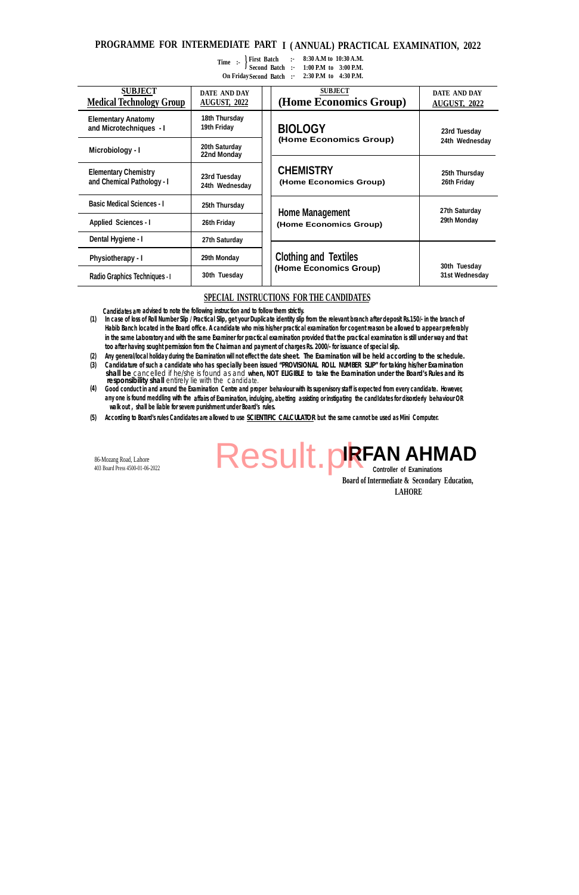# PROGRAMME FOR INTERMEDIATE PART I (ANNUAL) PRACTICAL EXAMINATION, 2022

Time :- First Batch :- 8:30 A.M to 10:30 A.M.
Second Batch :- 1:00 P.M to 3:00 P.M.
On Friday Second Batch :- 2:30 P.M to 4:30 P.M.

| SUBJECT Medical Technology Group | DATE AND DAY AUGUST, 2022 | SUBJECT (Home Economics Group) | DATE AND DAY AUGUST, 2022 |
|---|---|---|---|
| Elementary Anatomy and Microtechniques - I | 18th Thursday 19th Friday | BIOLOGY (Home Economics Group) | 23rd Tuesday 24th Wednesday |
| Microbiology - I | 20th Saturday 22nd Monday | | |
| Elementary Chemistry and Chemical Pathology - I | 23rd Tuesday 24th Wednesday | CHEMISTRY (Home Economics Group) | 25th Thursday 26th Friday |
| Basic Medical Sciences - I | 25th Thursday | Home Management (Home Economics Group) | 27th Saturday 29th Monday |
| Applied Sciences - I | 26th Friday | | |
| Dental Hygiene - I | 27th Saturday | | |
| Physiotherapy - I | 29th Monday | Clothing and Textiles (Home Economics Group) | 30th Tuesday 31st Wednesday |
| Radio Graphics Techniques - I | 30th Tuesday | | |

## SPECIAL INSTRUCTIONS FOR THE CANDIDATES

Candidates are advised to note the following instruction and to follow them strictly.

(1) In case of loss of Roll Number Slip / Practical Slip, get your Duplicate identity slip from the relevant branch after deposit Rs.150/- in the branch of Habib Bank located in the Board office. A candidate who miss his/her practical examination for cogent reason be allowed to appear preferably in the same Laboratory and with the same Examiner for practical examination provided that the practical examination is still under way and that too after having sought permission from the Chairman and payment of charges Rs. 2000/- for issuance of special slip.

(2) Any general/local holiday during the Examination will not effect the date sheet. The Examination will be held according to the schedule.

(3) Candidature of such a candidate who has specially been issued "PROVISIONAL ROLL NUMBER SLIP" for taking his/her Examination shall be cancelled if he/she is found as and when, NOT ELIGIBLE to take the Examination under the Board's Rules and its responsibility shall entirely lie with the candidate.

(4) Good conduct in and around the Examination Centre and proper behaviour with its supervisory staff is expected from every candidate. However, any one is found meddling with the affairs of Examination, indulging, abetting assisting or instigating the candidates for disorderly behaviour OR walk out, shall be liable for severe punishment under Board's rules.

(5) According to Board's rules Candidates are allowed to use **SCIENTIFIC CALCULATOR** but the same cannot be used as Mini Computer.

86-Mozang Road, Lahore
403 Board Press 4500-01-06-2022

Result.pk

**IRFAN AHMAD**
Controller of Examinations
Board of Intermediate & Secondary Education,
LAHORE